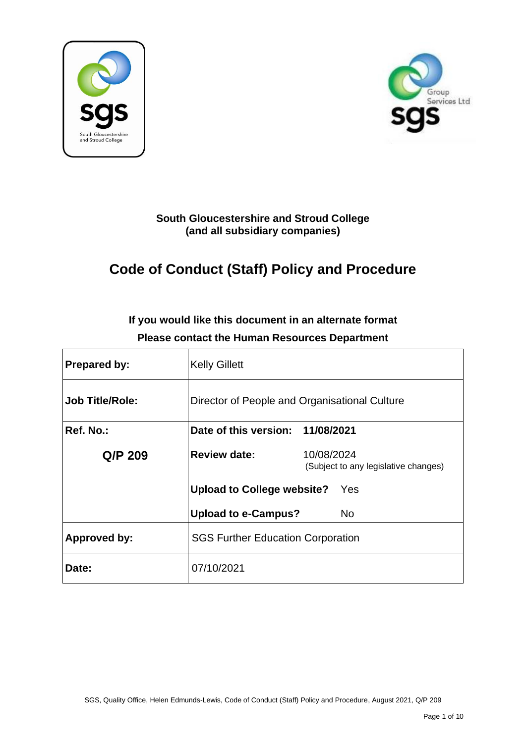**South Gloucestershire and Stroud College**
**(and all subsidiary companies)**

# Code of Conduct (Staff) Policy and Procedure

**If you would like this document in an alternate format**
**Please contact the Human Resources Department**

| | | |
|---|---|---|
| **Prepared by:** | Kelly Gillett | |
| **Job Title/Role:** | Director of People and Organisational Culture | |
| **Ref. No.:** | **Date of this version:** | **11/08/2021** |
| **Q/P 209** | **Review date:** | 10/08/2024 (Subject to any legislative changes) |
| | **Upload to College website?** | Yes |
| | **Upload to e-Campus?** | No |
| **Approved by:** | SGS Further Education Corporation | |
| **Date:** | 07/10/2021 | |

SGS, Quality Office, Helen Edmunds-Lewis, Code of Conduct (Staff) Policy and Procedure, August 2021, Q/P 209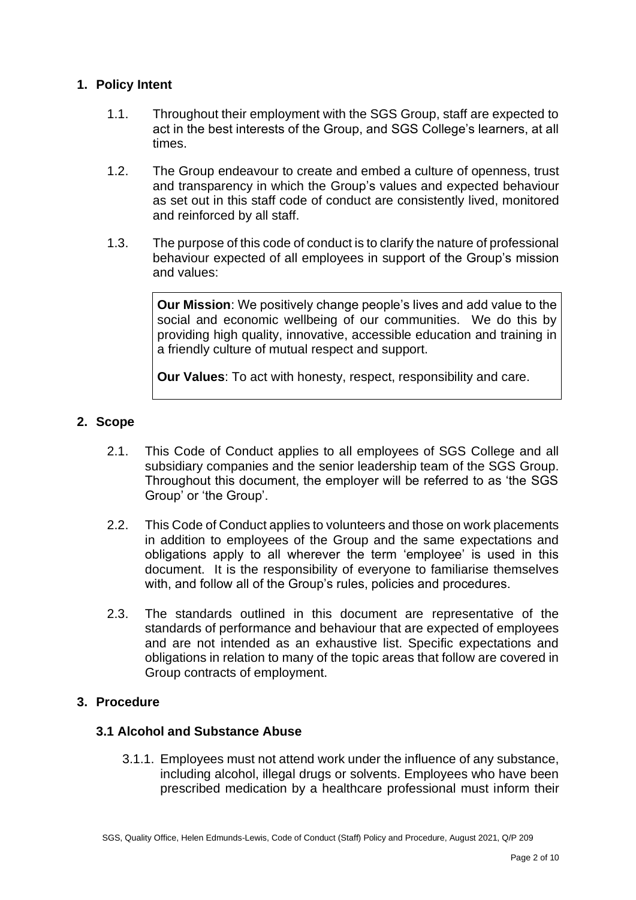## 1. Policy Intent

1.1. Throughout their employment with the SGS Group, staff are expected to act in the best interests of the Group, and SGS College's learners, at all times.

1.2. The Group endeavour to create and embed a culture of openness, trust and transparency in which the Group's values and expected behaviour as set out in this staff code of conduct are consistently lived, monitored and reinforced by all staff.

1.3. The purpose of this code of conduct is to clarify the nature of professional behaviour expected of all employees in support of the Group's mission and values:

> **Our Mission**: We positively change people's lives and add value to the social and economic wellbeing of our communities. We do this by providing high quality, innovative, accessible education and training in a friendly culture of mutual respect and support.
>
> **Our Values**: To act with honesty, respect, responsibility and care.

## 2. Scope

2.1. This Code of Conduct applies to all employees of SGS College and all subsidiary companies and the senior leadership team of the SGS Group. Throughout this document, the employer will be referred to as 'the SGS Group' or 'the Group'.

2.2. This Code of Conduct applies to volunteers and those on work placements in addition to employees of the Group and the same expectations and obligations apply to all wherever the term 'employee' is used in this document. It is the responsibility of everyone to familiarise themselves with, and follow all of the Group's rules, policies and procedures.

2.3. The standards outlined in this document are representative of the standards of performance and behaviour that are expected of employees and are not intended as an exhaustive list. Specific expectations and obligations in relation to many of the topic areas that follow are covered in Group contracts of employment.

## 3. Procedure

### 3.1 Alcohol and Substance Abuse

3.1.1. Employees must not attend work under the influence of any substance, including alcohol, illegal drugs or solvents. Employees who have been prescribed medication by a healthcare professional must inform their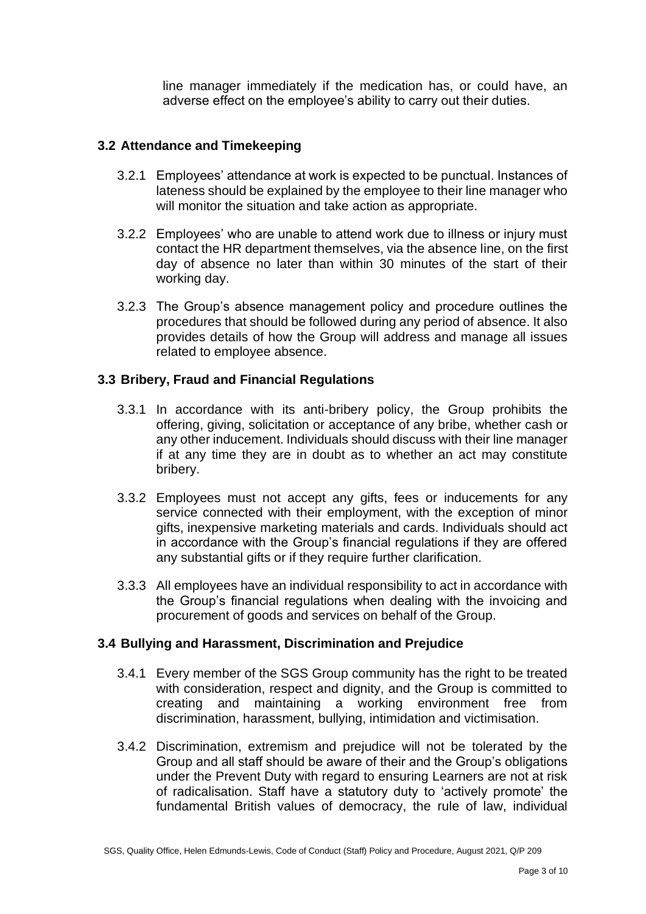line manager immediately if the medication has, or could have, an adverse effect on the employee's ability to carry out their duties.

### 3.2 Attendance and Timekeeping

3.2.1 Employees' attendance at work is expected to be punctual. Instances of lateness should be explained by the employee to their line manager who will monitor the situation and take action as appropriate.

3.2.2 Employees' who are unable to attend work due to illness or injury must contact the HR department themselves, via the absence line, on the first day of absence no later than within 30 minutes of the start of their working day.

3.2.3 The Group's absence management policy and procedure outlines the procedures that should be followed during any period of absence. It also provides details of how the Group will address and manage all issues related to employee absence.

### 3.3 Bribery, Fraud and Financial Regulations

3.3.1 In accordance with its anti-bribery policy, the Group prohibits the offering, giving, solicitation or acceptance of any bribe, whether cash or any other inducement. Individuals should discuss with their line manager if at any time they are in doubt as to whether an act may constitute bribery.

3.3.2 Employees must not accept any gifts, fees or inducements for any service connected with their employment, with the exception of minor gifts, inexpensive marketing materials and cards. Individuals should act in accordance with the Group's financial regulations if they are offered any substantial gifts or if they require further clarification.

3.3.3 All employees have an individual responsibility to act in accordance with the Group's financial regulations when dealing with the invoicing and procurement of goods and services on behalf of the Group.

### 3.4 Bullying and Harassment, Discrimination and Prejudice

3.4.1 Every member of the SGS Group community has the right to be treated with consideration, respect and dignity, and the Group is committed to creating and maintaining a working environment free from discrimination, harassment, bullying, intimidation and victimisation.

3.4.2 Discrimination, extremism and prejudice will not be tolerated by the Group and all staff should be aware of their and the Group's obligations under the Prevent Duty with regard to ensuring Learners are not at risk of radicalisation. Staff have a statutory duty to 'actively promote' the fundamental British values of democracy, the rule of law, individual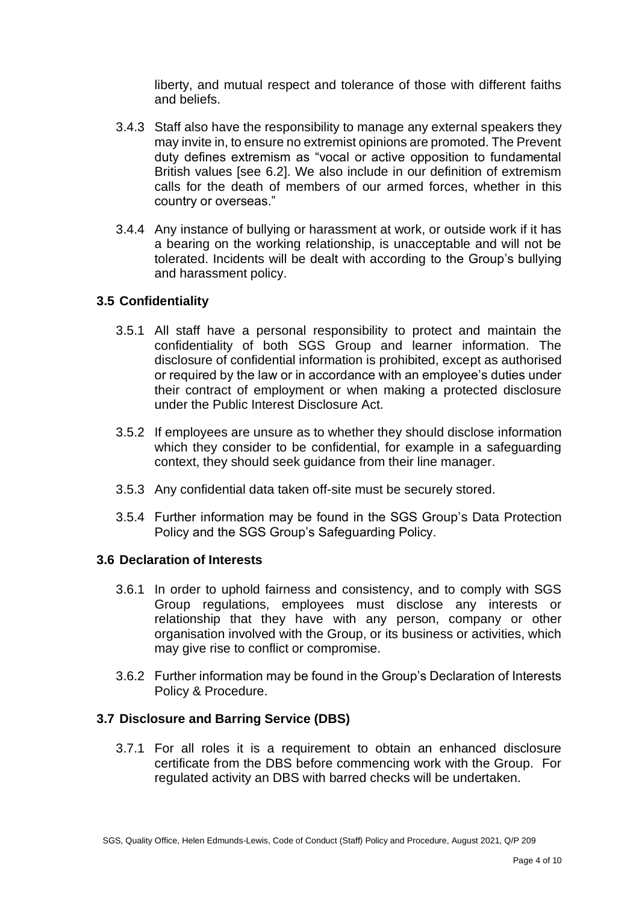liberty, and mutual respect and tolerance of those with different faiths and beliefs.

3.4.3 Staff also have the responsibility to manage any external speakers they may invite in, to ensure no extremist opinions are promoted. The Prevent duty defines extremism as "vocal or active opposition to fundamental British values [see 6.2]. We also include in our definition of extremism calls for the death of members of our armed forces, whether in this country or overseas."

3.4.4 Any instance of bullying or harassment at work, or outside work if it has a bearing on the working relationship, is unacceptable and will not be tolerated. Incidents will be dealt with according to the Group's bullying and harassment policy.

### 3.5 Confidentiality

3.5.1 All staff have a personal responsibility to protect and maintain the confidentiality of both SGS Group and learner information. The disclosure of confidential information is prohibited, except as authorised or required by the law or in accordance with an employee's duties under their contract of employment or when making a protected disclosure under the Public Interest Disclosure Act.

3.5.2 If employees are unsure as to whether they should disclose information which they consider to be confidential, for example in a safeguarding context, they should seek guidance from their line manager.

3.5.3 Any confidential data taken off-site must be securely stored.

3.5.4 Further information may be found in the SGS Group's Data Protection Policy and the SGS Group's Safeguarding Policy.

### 3.6 Declaration of Interests

3.6.1 In order to uphold fairness and consistency, and to comply with SGS Group regulations, employees must disclose any interests or relationship that they have with any person, company or other organisation involved with the Group, or its business or activities, which may give rise to conflict or compromise.

3.6.2 Further information may be found in the Group's Declaration of Interests Policy & Procedure.

### 3.7 Disclosure and Barring Service (DBS)

3.7.1 For all roles it is a requirement to obtain an enhanced disclosure certificate from the DBS before commencing work with the Group. For regulated activity an DBS with barred checks will be undertaken.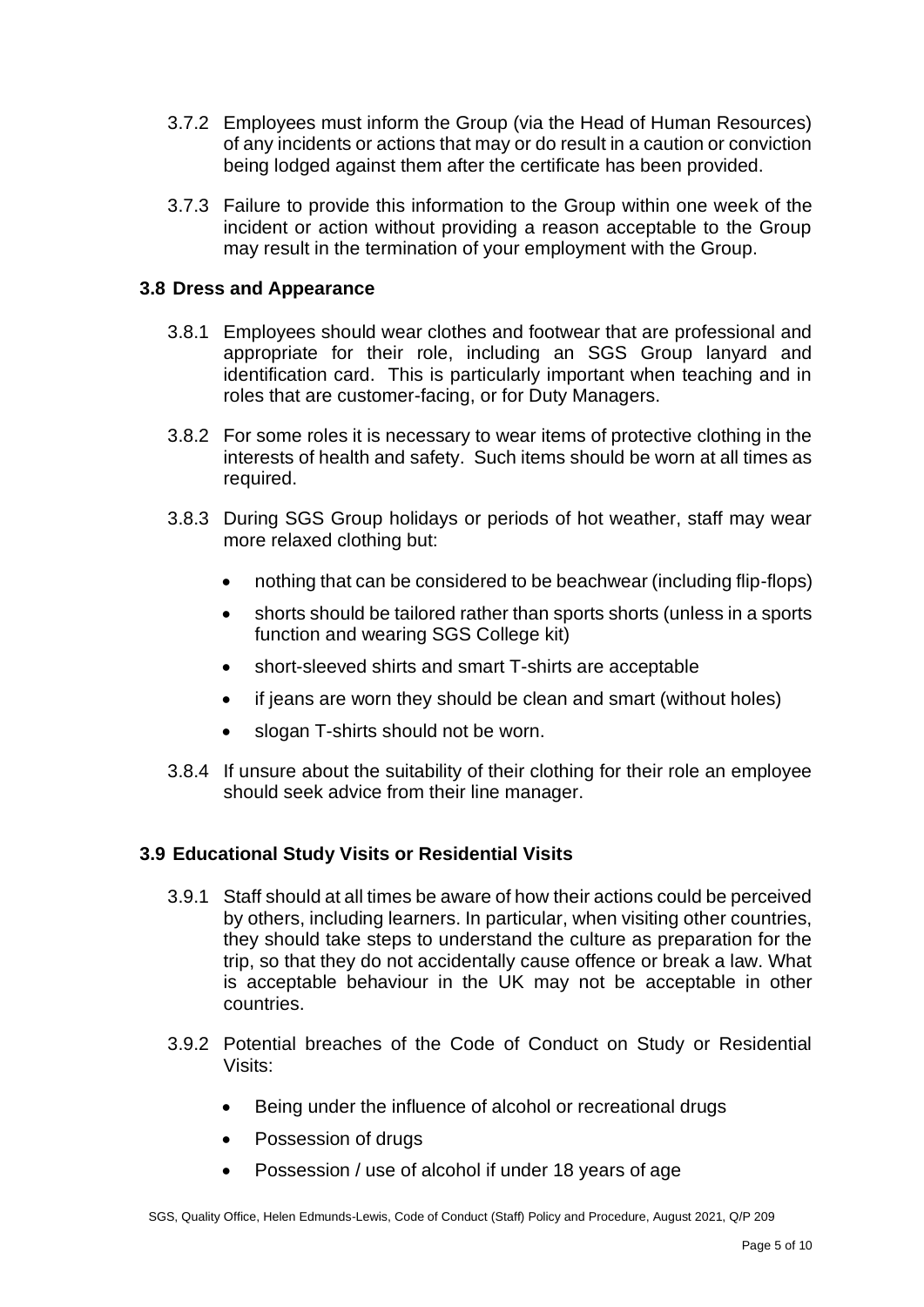3.7.2 Employees must inform the Group (via the Head of Human Resources) of any incidents or actions that may or do result in a caution or conviction being lodged against them after the certificate has been provided.

3.7.3 Failure to provide this information to the Group within one week of the incident or action without providing a reason acceptable to the Group may result in the termination of your employment with the Group.

### 3.8 Dress and Appearance

3.8.1 Employees should wear clothes and footwear that are professional and appropriate for their role, including an SGS Group lanyard and identification card. This is particularly important when teaching and in roles that are customer-facing, or for Duty Managers.

3.8.2 For some roles it is necessary to wear items of protective clothing in the interests of health and safety. Such items should be worn at all times as required.

3.8.3 During SGS Group holidays or periods of hot weather, staff may wear more relaxed clothing but:

- nothing that can be considered to be beachwear (including flip-flops)
- shorts should be tailored rather than sports shorts (unless in a sports function and wearing SGS College kit)
- short-sleeved shirts and smart T-shirts are acceptable
- if jeans are worn they should be clean and smart (without holes)
- slogan T-shirts should not be worn.

3.8.4 If unsure about the suitability of their clothing for their role an employee should seek advice from their line manager.

### 3.9 Educational Study Visits or Residential Visits

3.9.1 Staff should at all times be aware of how their actions could be perceived by others, including learners. In particular, when visiting other countries, they should take steps to understand the culture as preparation for the trip, so that they do not accidentally cause offence or break a law. What is acceptable behaviour in the UK may not be acceptable in other countries.

3.9.2 Potential breaches of the Code of Conduct on Study or Residential Visits:

- Being under the influence of alcohol or recreational drugs
- Possession of drugs
- Possession / use of alcohol if under 18 years of age

SGS, Quality Office, Helen Edmunds-Lewis, Code of Conduct (Staff) Policy and Procedure, August 2021, Q/P 209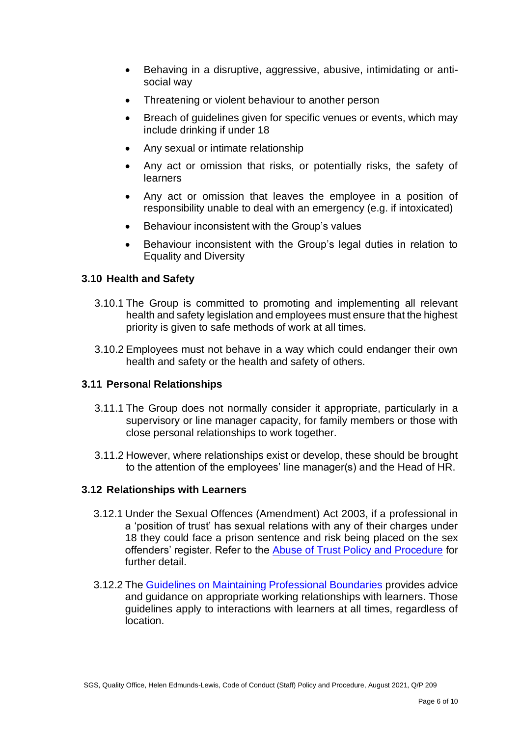- Behaving in a disruptive, aggressive, abusive, intimidating or anti-social way
- Threatening or violent behaviour to another person
- Breach of guidelines given for specific venues or events, which may include drinking if under 18
- Any sexual or intimate relationship
- Any act or omission that risks, or potentially risks, the safety of learners
- Any act or omission that leaves the employee in a position of responsibility unable to deal with an emergency (e.g. if intoxicated)
- Behaviour inconsistent with the Group's values
- Behaviour inconsistent with the Group's legal duties in relation to Equality and Diversity

### 3.10 Health and Safety

3.10.1 The Group is committed to promoting and implementing all relevant health and safety legislation and employees must ensure that the highest priority is given to safe methods of work at all times.

3.10.2 Employees must not behave in a way which could endanger their own health and safety or the health and safety of others.

### 3.11 Personal Relationships

3.11.1 The Group does not normally consider it appropriate, particularly in a supervisory or line manager capacity, for family members or those with close personal relationships to work together.

3.11.2 However, where relationships exist or develop, these should be brought to the attention of the employees' line manager(s) and the Head of HR.

### 3.12 Relationships with Learners

3.12.1 Under the Sexual Offences (Amendment) Act 2003, if a professional in a 'position of trust' has sexual relations with any of their charges under 18 they could face a prison sentence and risk being placed on the sex offenders' register. Refer to the Abuse of Trust Policy and Procedure for further detail.

3.12.2 The Guidelines on Maintaining Professional Boundaries provides advice and guidance on appropriate working relationships with learners. Those guidelines apply to interactions with learners at all times, regardless of location.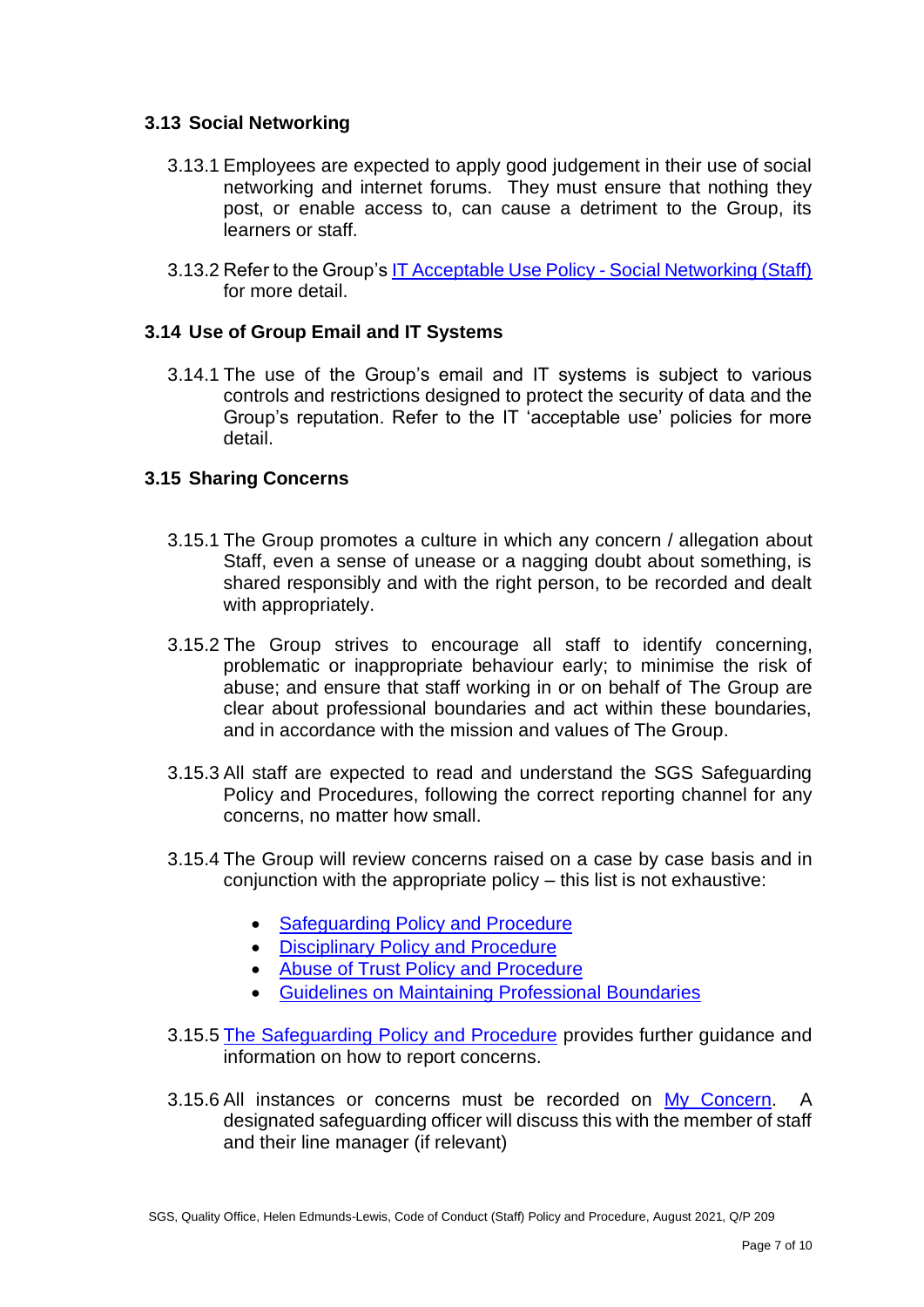### 3.13 Social Networking

3.13.1 Employees are expected to apply good judgement in their use of social networking and internet forums. They must ensure that nothing they post, or enable access to, can cause a detriment to the Group, its learners or staff.

3.13.2 Refer to the Group's IT Acceptable Use Policy - Social Networking (Staff) for more detail.

### 3.14 Use of Group Email and IT Systems

3.14.1 The use of the Group's email and IT systems is subject to various controls and restrictions designed to protect the security of data and the Group's reputation. Refer to the IT 'acceptable use' policies for more detail.

### 3.15 Sharing Concerns

3.15.1 The Group promotes a culture in which any concern / allegation about Staff, even a sense of unease or a nagging doubt about something, is shared responsibly and with the right person, to be recorded and dealt with appropriately.

3.15.2 The Group strives to encourage all staff to identify concerning, problematic or inappropriate behaviour early; to minimise the risk of abuse; and ensure that staff working in or on behalf of The Group are clear about professional boundaries and act within these boundaries, and in accordance with the mission and values of The Group.

3.15.3 All staff are expected to read and understand the SGS Safeguarding Policy and Procedures, following the correct reporting channel for any concerns, no matter how small.

3.15.4 The Group will review concerns raised on a case by case basis and in conjunction with the appropriate policy – this list is not exhaustive:

- Safeguarding Policy and Procedure
- Disciplinary Policy and Procedure
- Abuse of Trust Policy and Procedure
- Guidelines on Maintaining Professional Boundaries

3.15.5 The Safeguarding Policy and Procedure provides further guidance and information on how to report concerns.

3.15.6 All instances or concerns must be recorded on My Concern. A designated safeguarding officer will discuss this with the member of staff and their line manager (if relevant)

SGS, Quality Office, Helen Edmunds-Lewis, Code of Conduct (Staff) Policy and Procedure, August 2021, Q/P 209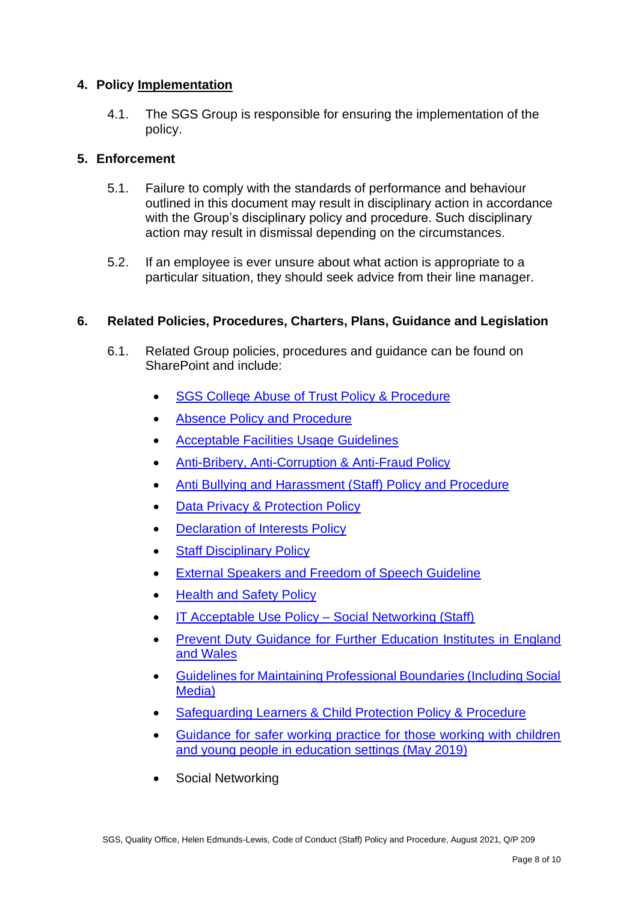## 4. Policy Implementation

4.1. The SGS Group is responsible for ensuring the implementation of the policy.

## 5. Enforcement

5.1. Failure to comply with the standards of performance and behaviour outlined in this document may result in disciplinary action in accordance with the Group's disciplinary policy and procedure. Such disciplinary action may result in dismissal depending on the circumstances.

5.2. If an employee is ever unsure about what action is appropriate to a particular situation, they should seek advice from their line manager.

## 6. Related Policies, Procedures, Charters, Plans, Guidance and Legislation

6.1. Related Group policies, procedures and guidance can be found on SharePoint and include:

- SGS College Abuse of Trust Policy & Procedure
- Absence Policy and Procedure
- Acceptable Facilities Usage Guidelines
- Anti-Bribery, Anti-Corruption & Anti-Fraud Policy
- Anti Bullying and Harassment (Staff) Policy and Procedure
- Data Privacy & Protection Policy
- Declaration of Interests Policy
- Staff Disciplinary Policy
- External Speakers and Freedom of Speech Guideline
- Health and Safety Policy
- IT Acceptable Use Policy – Social Networking (Staff)
- Prevent Duty Guidance for Further Education Institutes in England and Wales
- Guidelines for Maintaining Professional Boundaries (Including Social Media)
- Safeguarding Learners & Child Protection Policy & Procedure
- Guidance for safer working practice for those working with children and young people in education settings (May 2019)
- Social Networking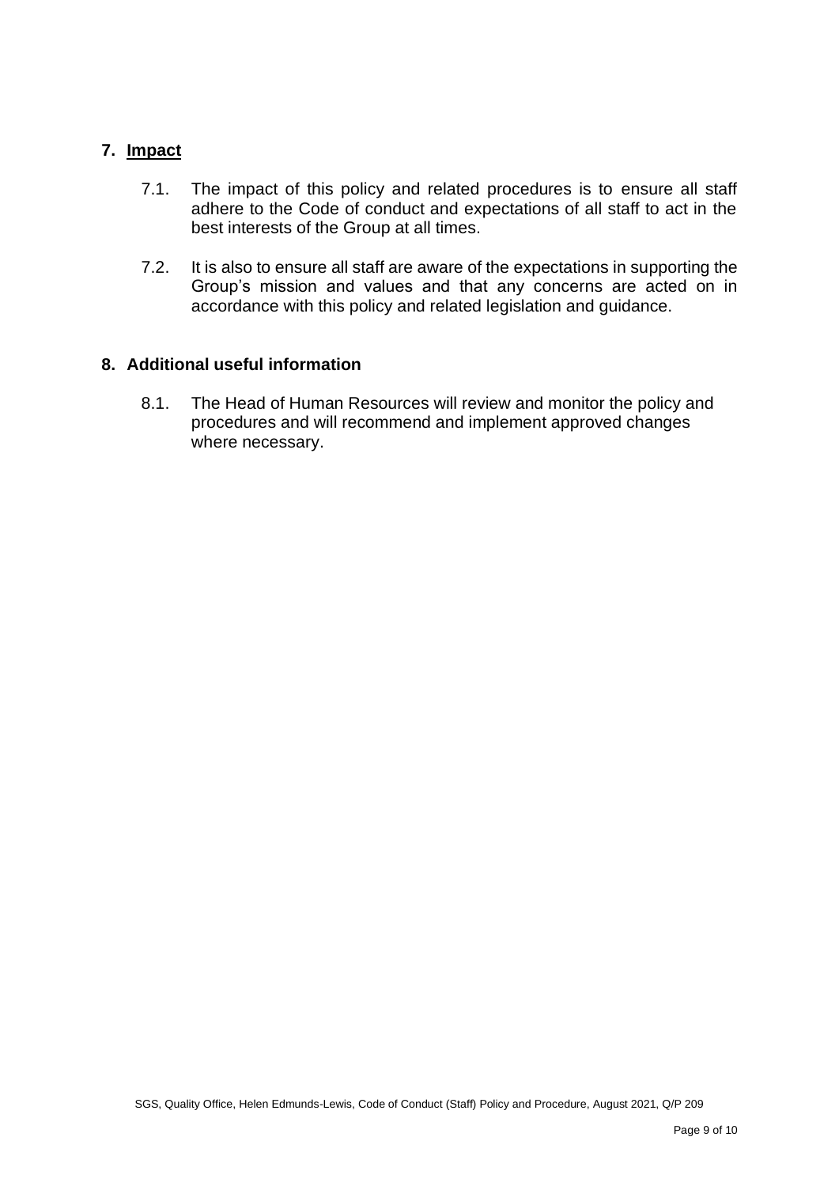## 7. Impact

7.1. The impact of this policy and related procedures is to ensure all staff adhere to the Code of conduct and expectations of all staff to act in the best interests of the Group at all times.

7.2. It is also to ensure all staff are aware of the expectations in supporting the Group's mission and values and that any concerns are acted on in accordance with this policy and related legislation and guidance.

## 8. Additional useful information

8.1. The Head of Human Resources will review and monitor the policy and procedures and will recommend and implement approved changes where necessary.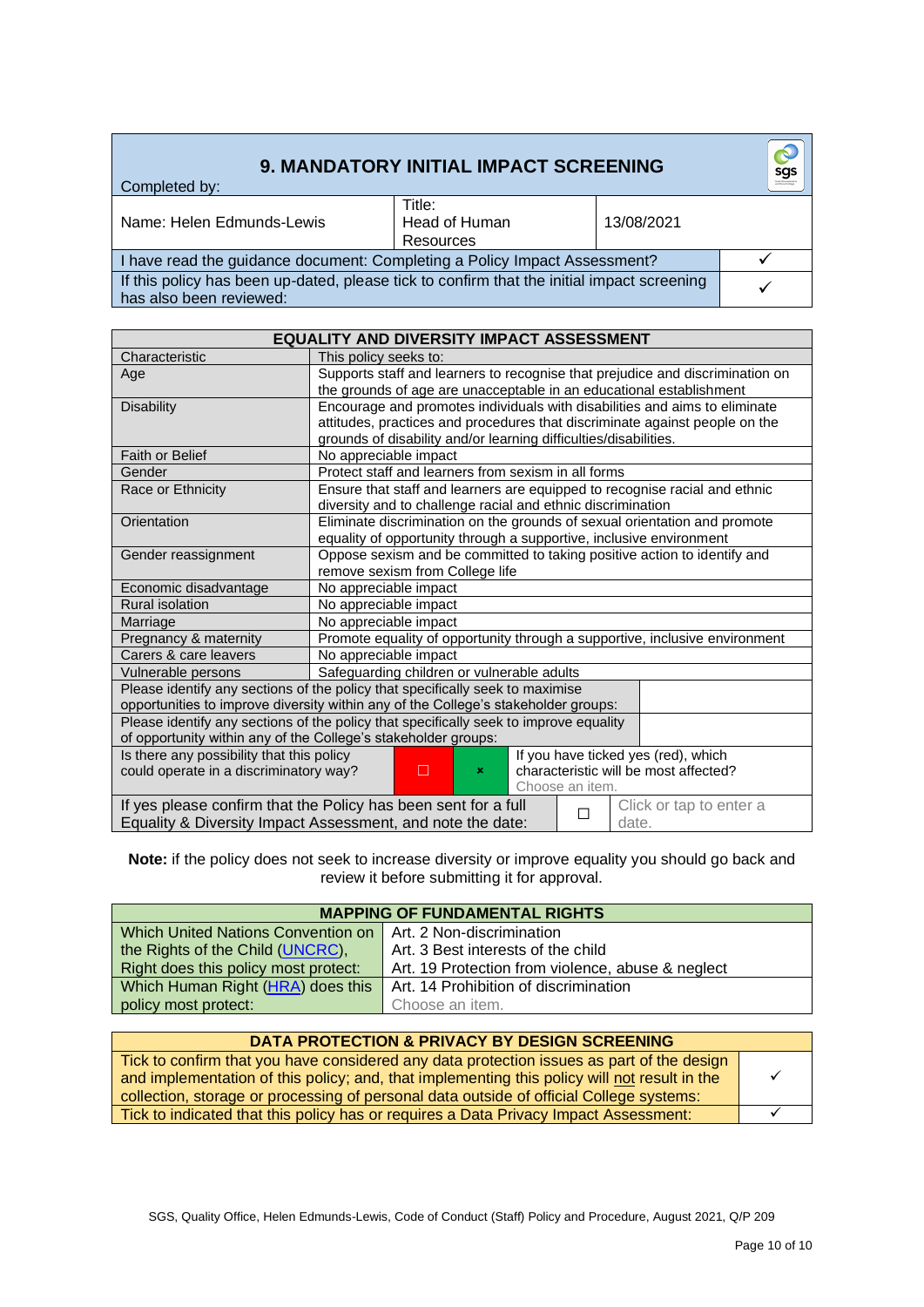## 9. MANDATORY INITIAL IMPACT SCREENING

| Completed by: | | | |
|---|---|---|---|
| Name: Helen Edmunds-Lewis | Title: Head of Human Resources | 13/08/2021 | |
| I have read the guidance document: Completing a Policy Impact Assessment? | | | ✓ |
| If this policy has been up-dated, please tick to confirm that the initial impact screening has also been reviewed: | | | ✓ |

| EQUALITY AND DIVERSITY IMPACT ASSESSMENT | | | | |
|---|---|---|---|---|
| Characteristic | This policy seeks to: | | | |
| Age | Supports staff and learners to recognise that prejudice and discrimination on the grounds of age are unacceptable in an educational establishment | | | |
| Disability | Encourage and promotes individuals with disabilities and aims to eliminate attitudes, practices and procedures that discriminate against people on the grounds of disability and/or learning difficulties/disabilities. | | | |
| Faith or Belief | No appreciable impact | | | |
| Gender | Protect staff and learners from sexism in all forms | | | |
| Race or Ethnicity | Ensure that staff and learners are equipped to recognise racial and ethnic diversity and to challenge racial and ethnic discrimination | | | |
| Orientation | Eliminate discrimination on the grounds of sexual orientation and promote equality of opportunity through a supportive, inclusive environment | | | |
| Gender reassignment | Oppose sexism and be committed to taking positive action to identify and remove sexism from College life | | | |
| Economic disadvantage | No appreciable impact | | | |
| Rural isolation | No appreciable impact | | | |
| Marriage | No appreciable impact | | | |
| Pregnancy & maternity | Promote equality of opportunity through a supportive, inclusive environment | | | |
| Carers & care leavers | No appreciable impact | | | |
| Vulnerable persons | Safeguarding children or vulnerable adults | | | |
| Please identify any sections of the policy that specifically seek to maximise opportunities to improve diversity within any of the College's stakeholder groups: | | | | |
| Please identify any sections of the policy that specifically seek to improve equality of opportunity within any of the College's stakeholder groups: | | | | |
| Is there any possibility that this policy could operate in a discriminatory way? | ☐ | ☒ | If you have ticked yes (red), which characteristic will be most affected? Choose an item. | |
| If yes please confirm that the Policy has been sent for a full Equality & Diversity Impact Assessment, and note the date: | | | ☐ | Click or tap to enter a date. |

**Note:** if the policy does not seek to increase diversity or improve equality you should go back and review it before submitting it for approval.

| MAPPING OF FUNDAMENTAL RIGHTS | |
|---|---|
| Which United Nations Convention on the Rights of the Child (UNCRC), Right does this policy most protect: | Art. 2 Non-discrimination<br>Art. 3 Best interests of the child<br>Art. 19 Protection from violence, abuse & neglect |
| Which Human Right (HRA) does this policy most protect: | Art. 14 Prohibition of discrimination<br>Choose an item. |

| DATA PROTECTION & PRIVACY BY DESIGN SCREENING | |
|---|---|
| Tick to confirm that you have considered any data protection issues as part of the design and implementation of this policy; and, that implementing this policy will not result in the collection, storage or processing of personal data outside of official College systems: | ✓ |
| Tick to indicated that this policy has or requires a Data Privacy Impact Assessment: | ✓ |

SGS, Quality Office, Helen Edmunds-Lewis, Code of Conduct (Staff) Policy and Procedure, August 2021, Q/P 209